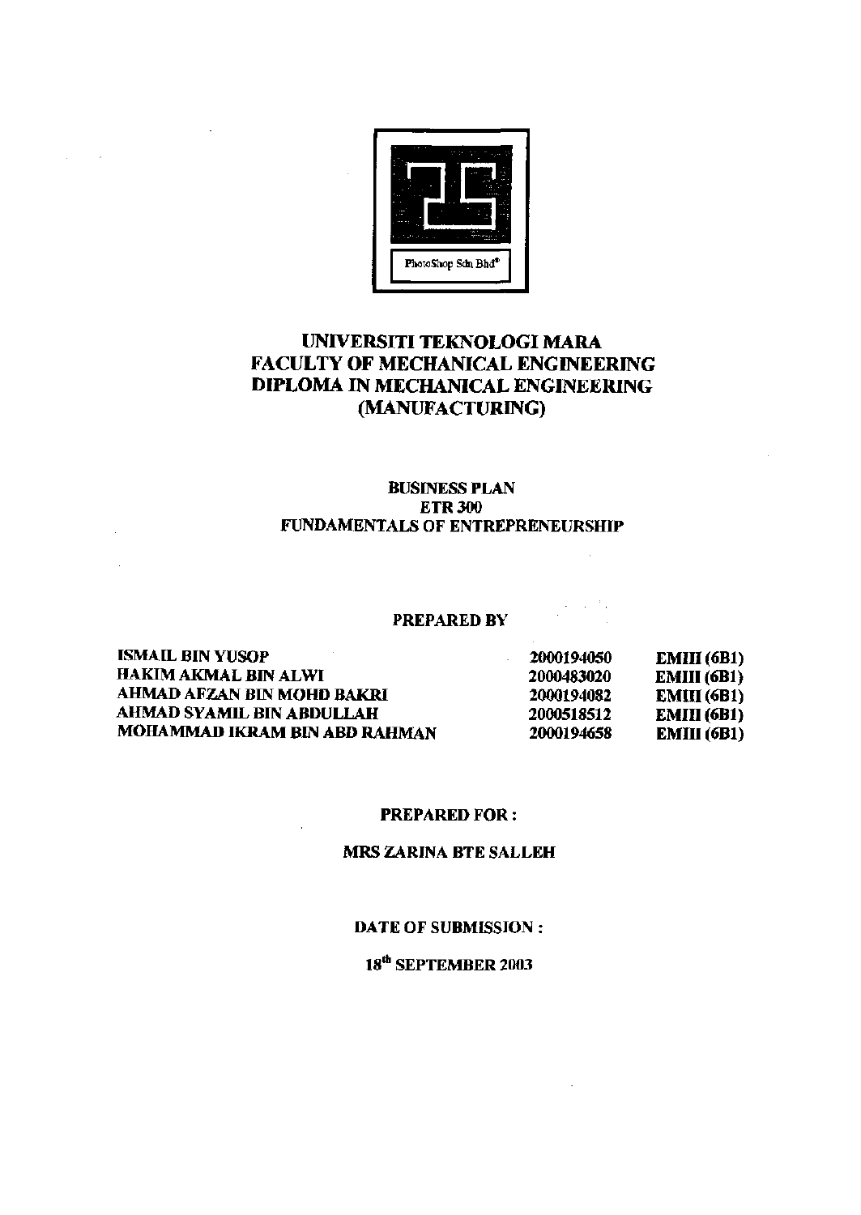PhotoShop Sdn Bhd®

# UNIVERSITI TEKNOLOGI MARA
# FACULTY OF MECHANICAL ENGINEERING
# DIPLOMA IN MECHANICAL ENGINEERING (MANUFACTURING)

**BUSINESS PLAN**
**ETR 300**
**FUNDAMENTALS OF ENTREPRENEURSHIP**

**PREPARED BY**

| | | |
|---|---|---|
| ISMAIL BIN YUSOP | 2000194050 | EMIII (6B1) |
| HAKIM AKMAL BIN ALWI | 2000483020 | EMIII (6B1) |
| AHMAD AFZAN BIN MOHD BAKRI | 2000194082 | EMIII (6B1) |
| AHMAD SYAMIL BIN ABDULLAH | 2000518512 | EMIII (6B1) |
| MOHAMMAD IKRAM BIN ABD RAHMAN | 2000194658 | EMIII (6B1) |

**PREPARED FOR :**

**MRS ZARINA BTE SALLEH**

**DATE OF SUBMISSION :**

**18th SEPTEMBER 2003**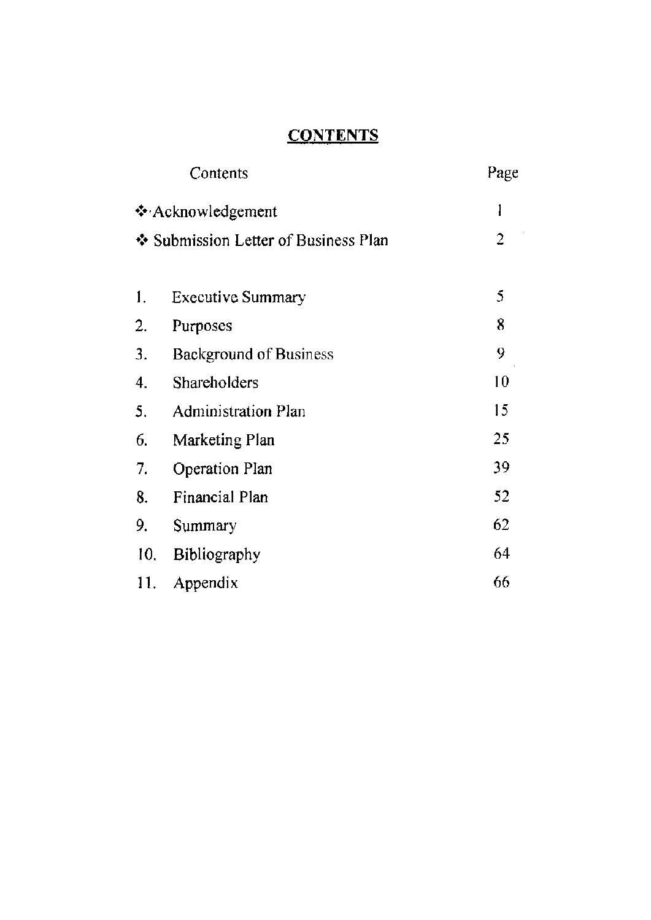# CONTENTS

| Contents | Page |
|---|---|
| ❖ Acknowledgement | 1 |
| ❖ Submission Letter of Business Plan | 2 |
| 1. Executive Summary | 5 |
| 2. Purposes | 8 |
| 3. Background of Business | 9 |
| 4. Shareholders | 10 |
| 5. Administration Plan | 15 |
| 6. Marketing Plan | 25 |
| 7. Operation Plan | 39 |
| 8. Financial Plan | 52 |
| 9. Summary | 62 |
| 10. Bibliography | 64 |
| 11. Appendix | 66 |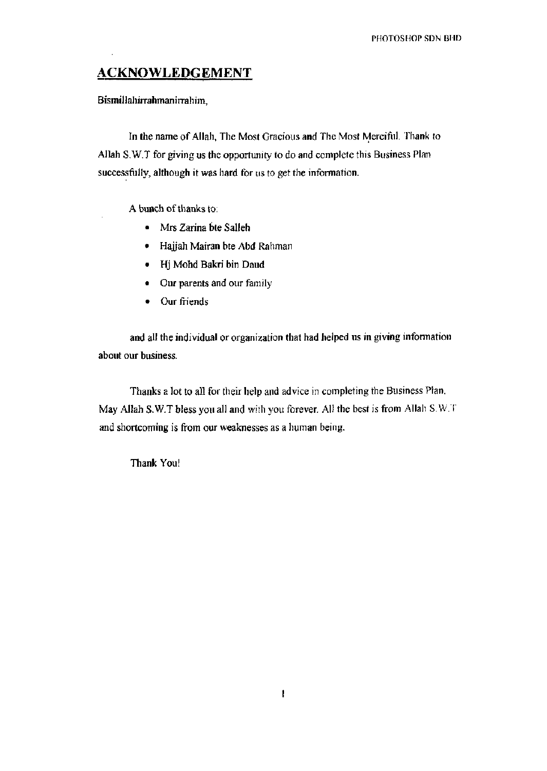## ACKNOWLEDGEMENT

Bismillahirrahmanirrahim,

In the name of Allah, The Most Gracious and The Most Merciful. Thank to Allah S.W.T for giving us the opportunity to do and complete this Business Plan successfully, although it was hard for us to get the information.

A bunch of thanks to:

- Mrs Zarina bte Salleh
- Hajjah Mairan bte Abd Rahman
- Hj Mohd Bakri bin Daud
- Our parents and our family
- Our friends

and all the individual or organization that had helped us in giving information about our business.

Thanks a lot to all for their help and advice in completing the Business Plan. May Allah S.W.T bless you all and with you forever. All the best is from Allah S.W.T and shortcoming is from our weaknesses as a human being.

Thank You!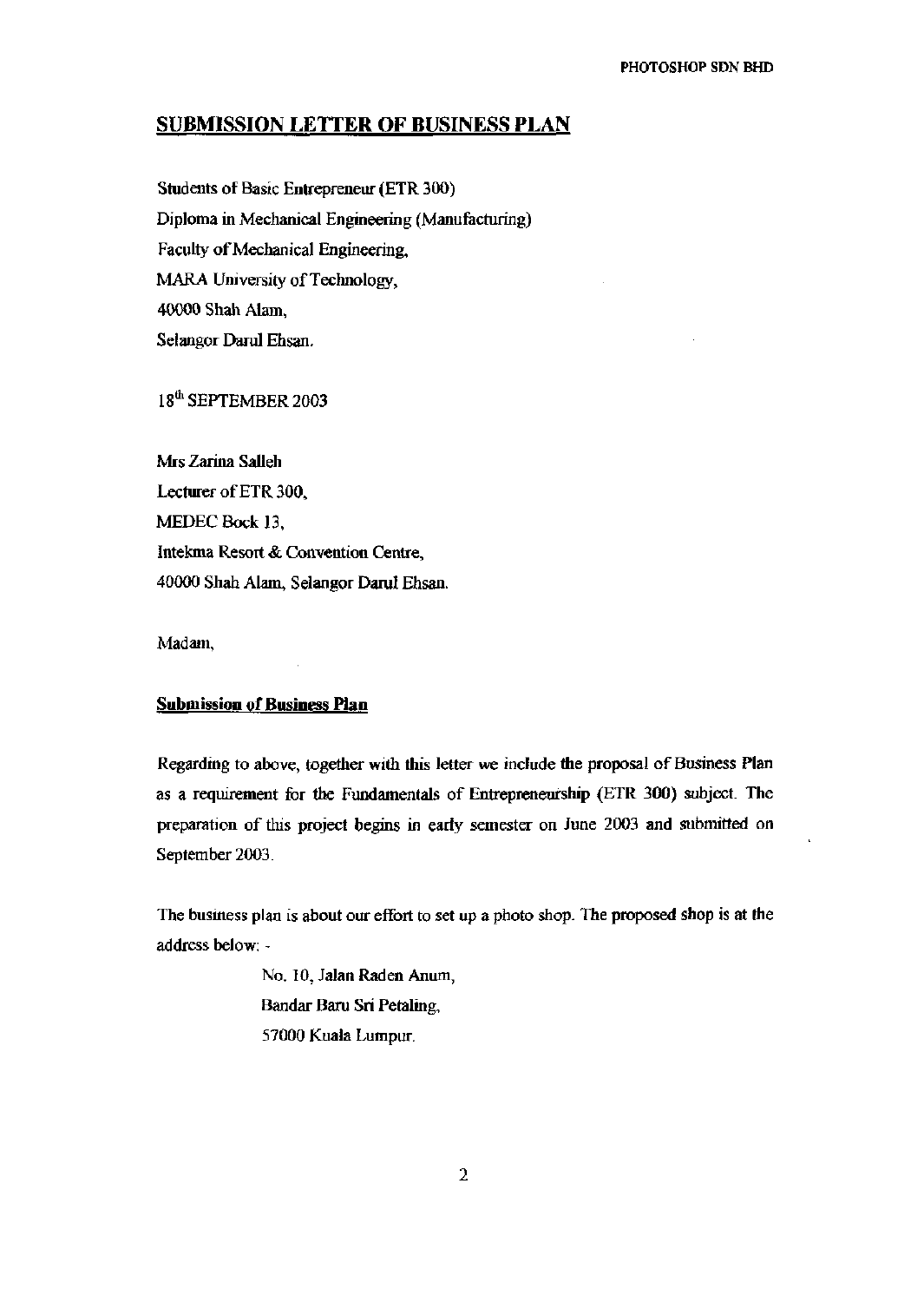## SUBMISSION LETTER OF BUSINESS PLAN

Students of Basic Entrepreneur (ETR 300)
Diploma in Mechanical Engineering (Manufacturing)
Faculty of Mechanical Engineering,
MARA University of Technology,
40000 Shah Alam,
Selangor Darul Ehsan.

18th SEPTEMBER 2003

Mrs Zarina Salleh
Lecturer of ETR 300,
MEDEC Bock 13,
Intekma Resort & Convention Centre,
40000 Shah Alam, Selangor Darul Ehsan.

Madam,

**Submission of Business Plan**

Regarding to above, together with this letter we include the proposal of Business Plan as a requirement for the Fundamentals of Entrepreneurship (ETR 300) subject. The preparation of this project begins in early semester on June 2003 and submitted on September 2003.

The business plan is about our effort to set up a photo shop. The proposed shop is at the address below: -

> No. 10, Jalan Raden Anum,
> Bandar Baru Sri Petaling,
> 57000 Kuala Lumpur.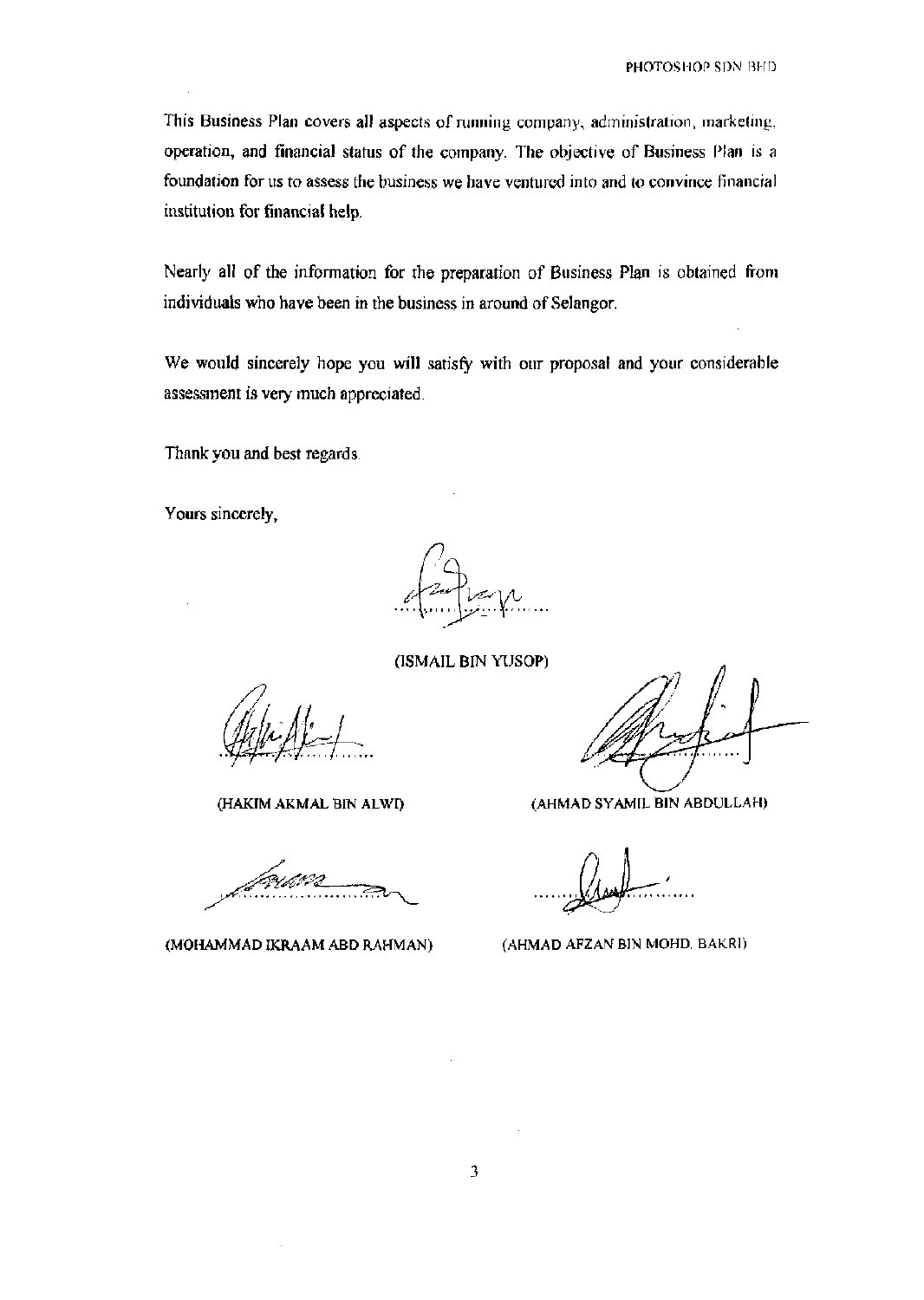This Business Plan covers all aspects of running company, administration, marketing, operation, and financial status of the company. The objective of Business Plan is a foundation for us to assess the business we have ventured into and to convince financial institution for financial help.

Nearly all of the information for the preparation of Business Plan is obtained from individuals who have been in the business in around of Selangor.

We would sincerely hope you will satisfy with our proposal and your considerable assessment is very much appreciated.

Thank you and best regards.

Yours sincerely,

(ISMAIL BIN YUSOP)

(HAKIM AKMAL BIN ALWI)

(AHMAD SYAMIL BIN ABDULLAH)

(MOHAMMAD IKRAAM ABD RAHMAN)

(AHMAD AFZAN BIN MOHD. BAKRI)